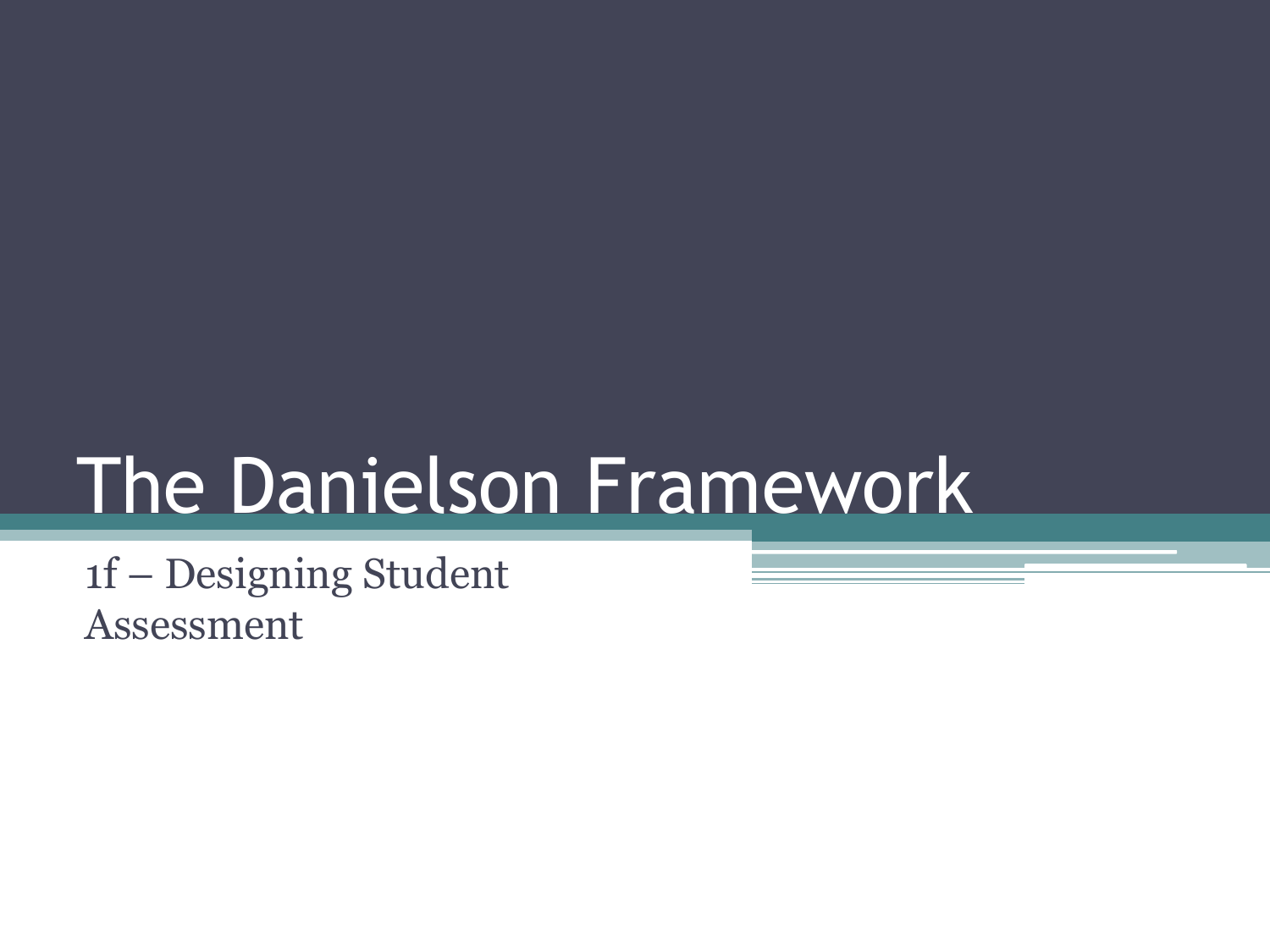# The Danielson Framework

1f – Designing Student Assessment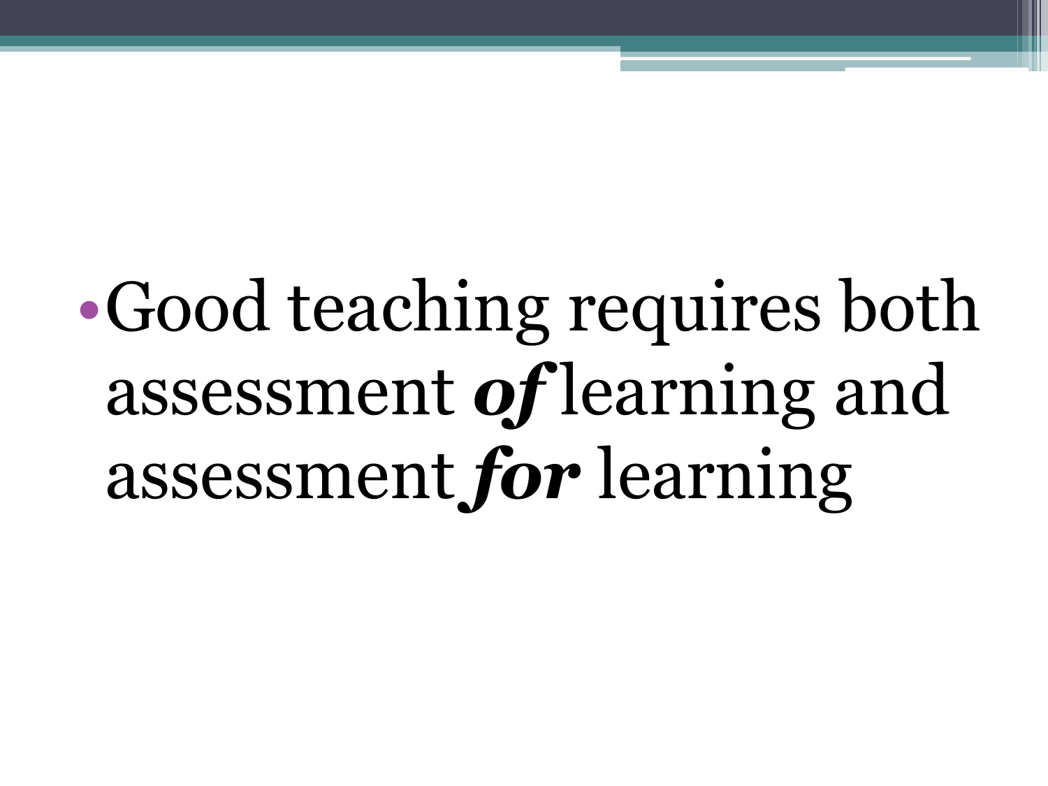- Good teaching requires both assessment ***of*** learning and assessment ***for*** learning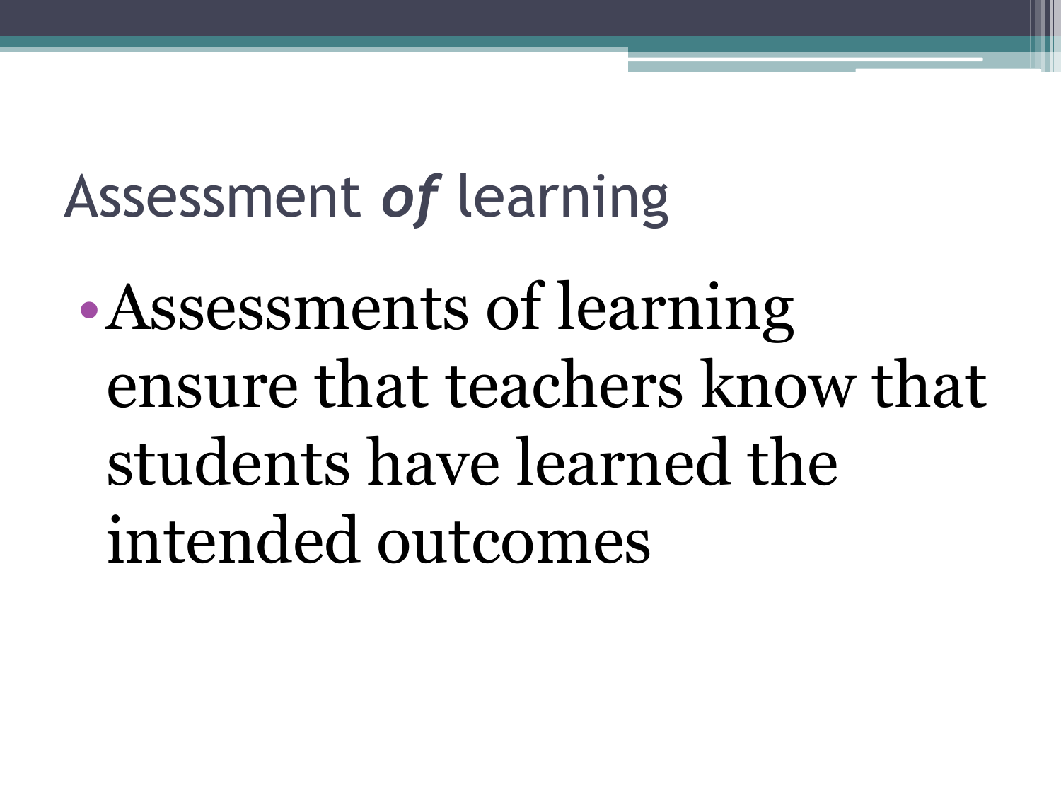# Assessment *of* learning

- Assessments of learning ensure that teachers know that students have learned the intended outcomes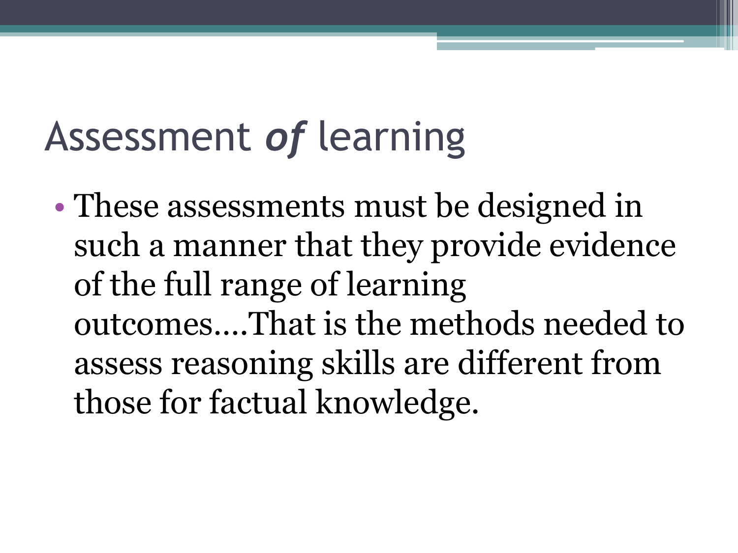# Assessment *of* learning

- These assessments must be designed in such a manner that they provide evidence of the full range of learning outcomes….That is the methods needed to assess reasoning skills are different from those for factual knowledge.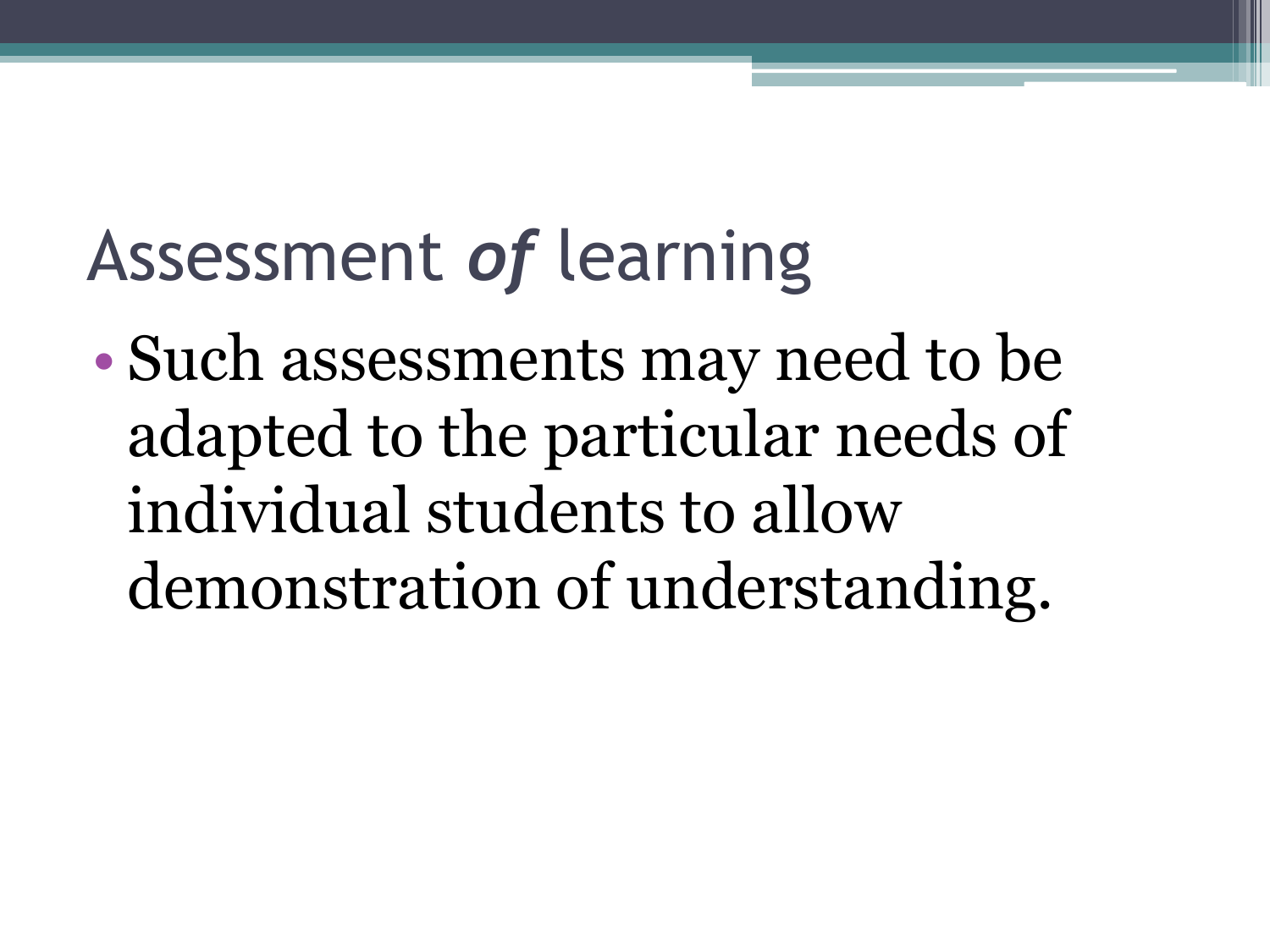# Assessment *of* learning

- Such assessments may need to be adapted to the particular needs of individual students to allow demonstration of understanding.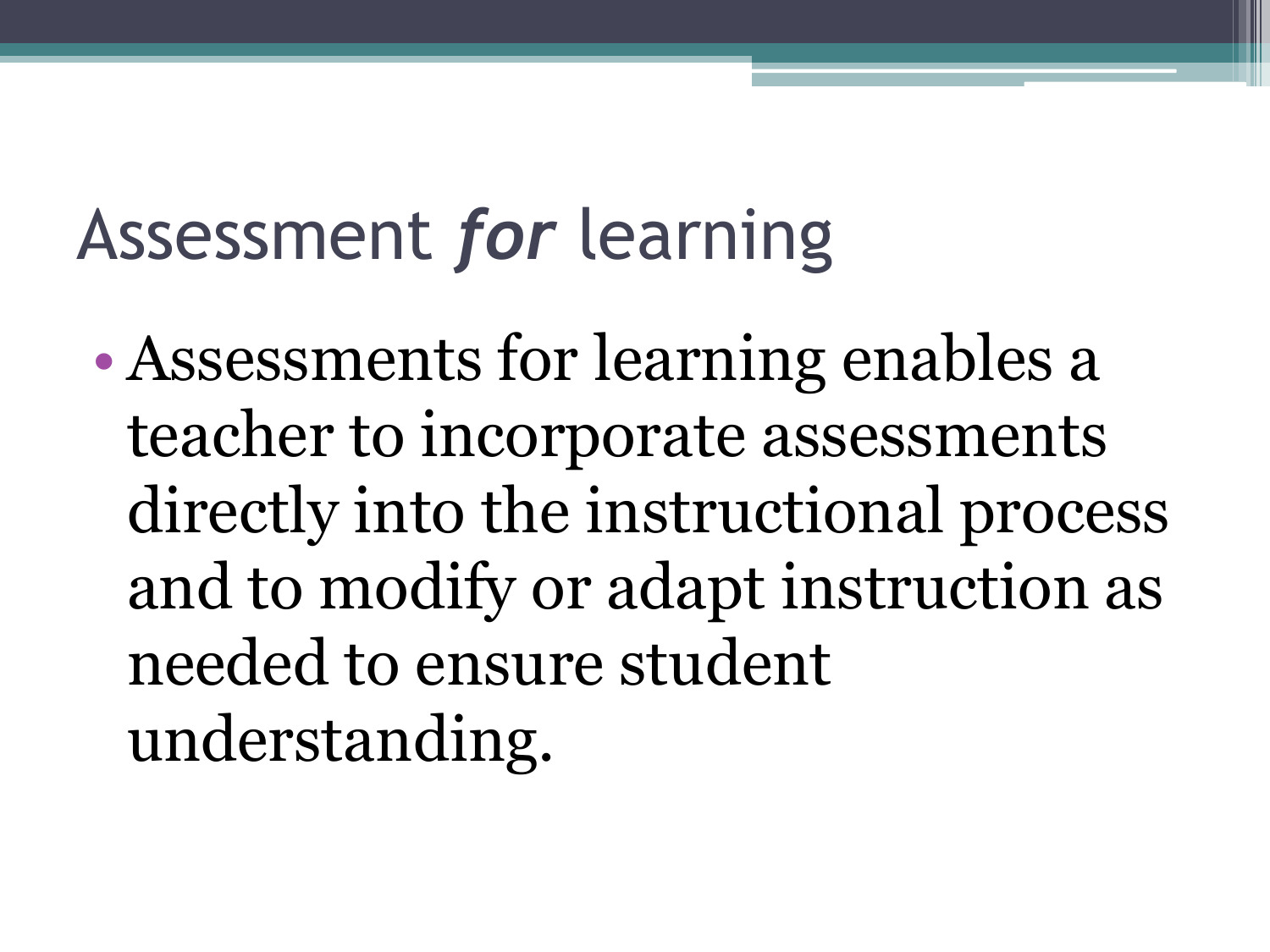# Assessment *for* learning

- Assessments for learning enables a teacher to incorporate assessments directly into the instructional process and to modify or adapt instruction as needed to ensure student understanding.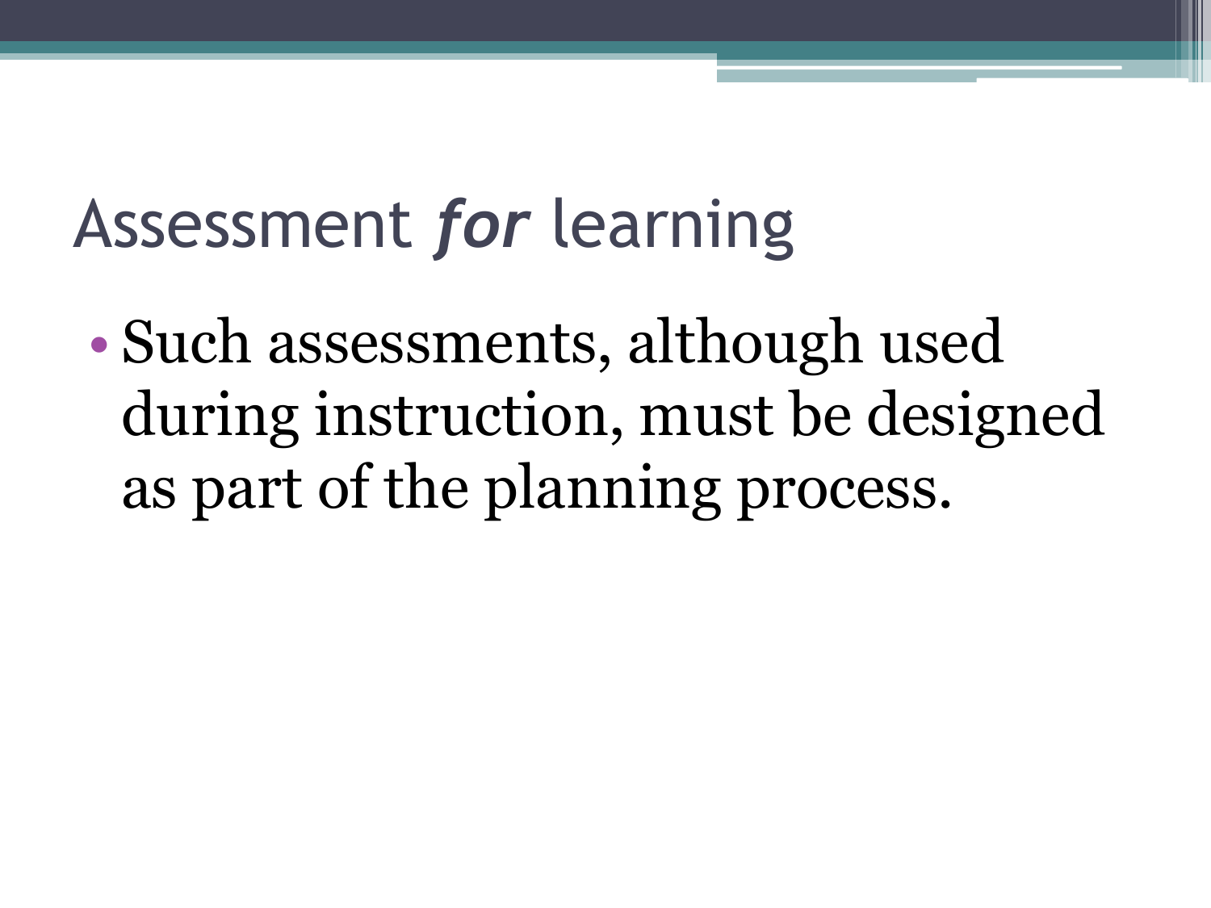# Assessment *for* learning

- Such assessments, although used during instruction, must be designed as part of the planning process.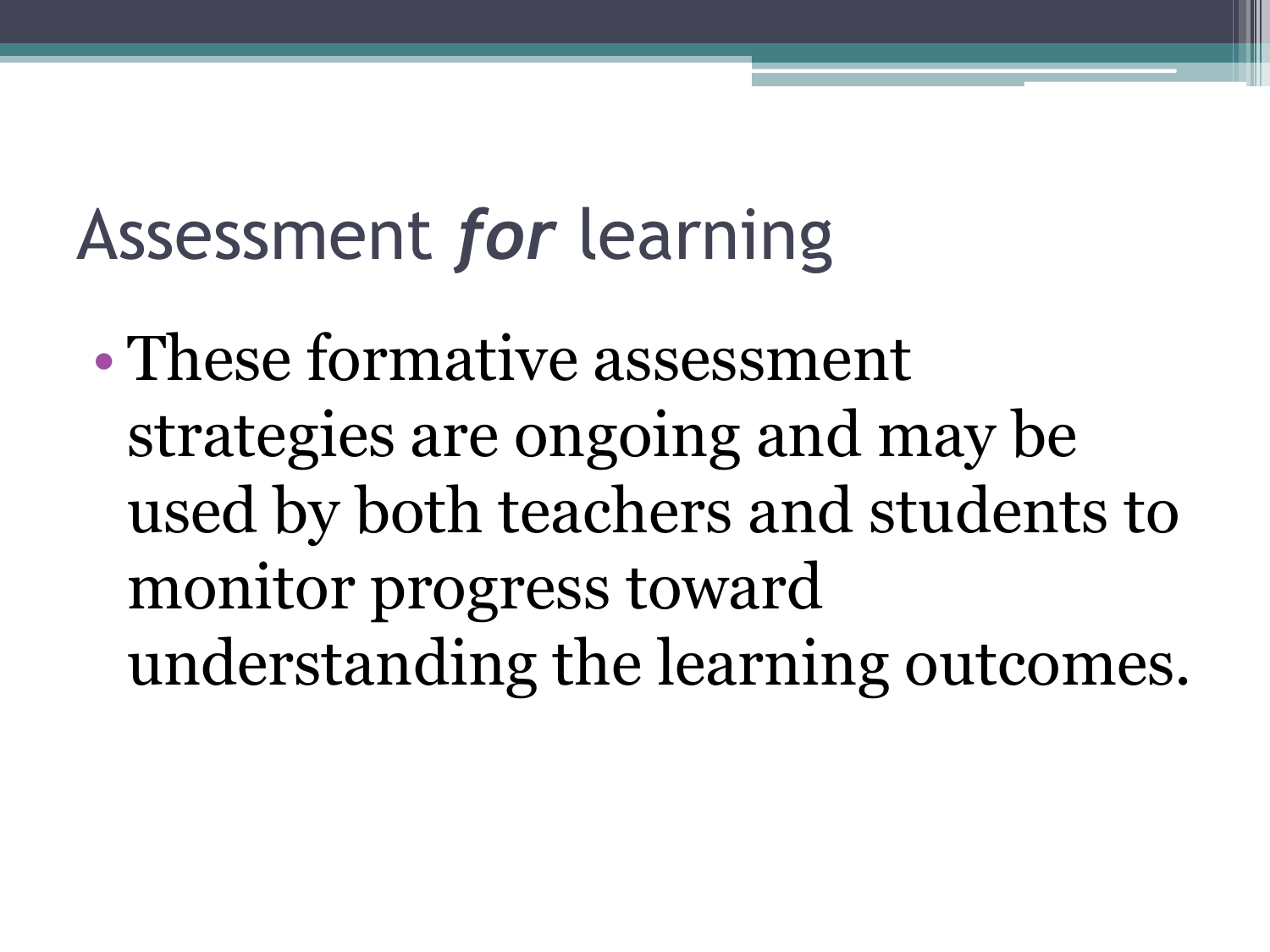# Assessment *for* learning

- These formative assessment strategies are ongoing and may be used by both teachers and students to monitor progress toward understanding the learning outcomes.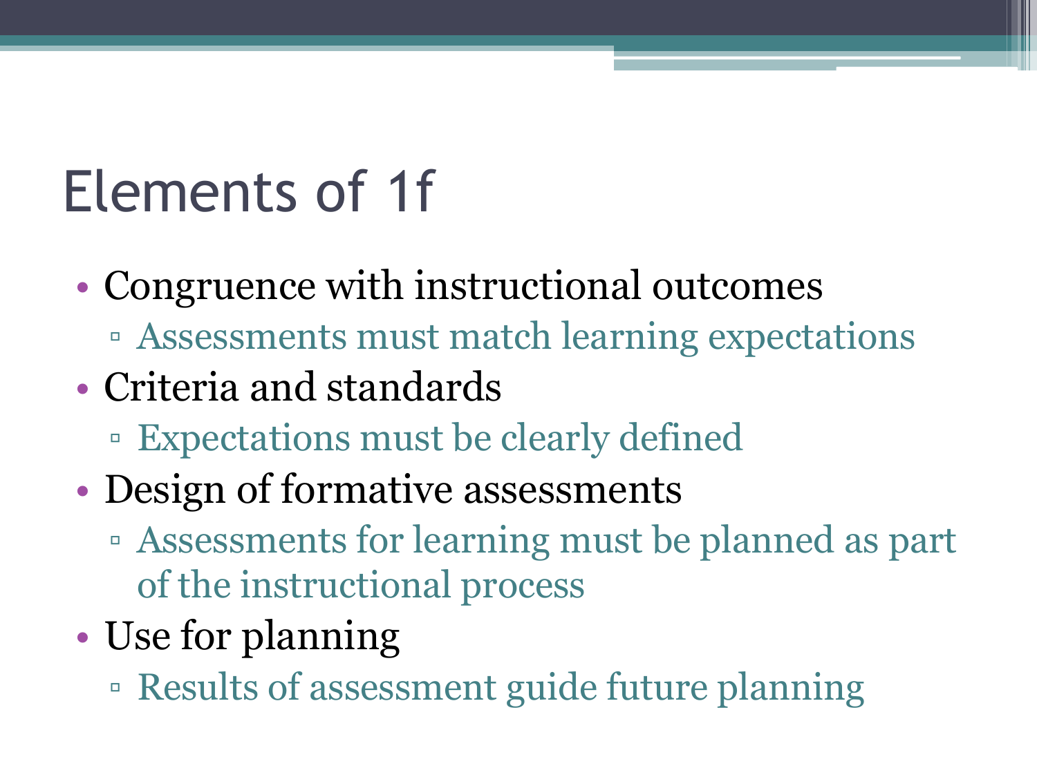# Elements of 1f

- Congruence with instructional outcomes
  - Assessments must match learning expectations
- Criteria and standards
  - Expectations must be clearly defined
- Design of formative assessments
  - Assessments for learning must be planned as part of the instructional process
- Use for planning
  - Results of assessment guide future planning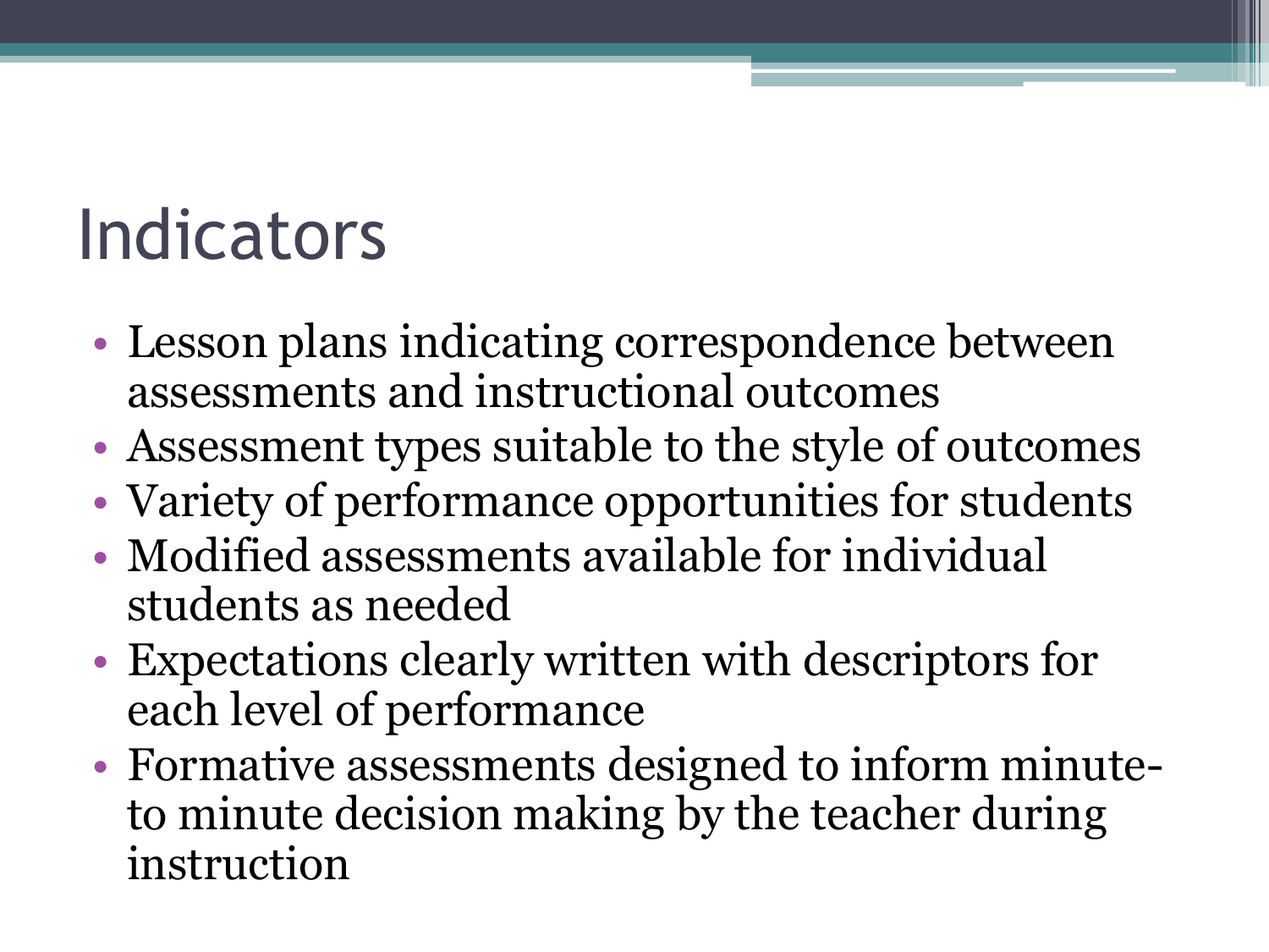# Indicators

- Lesson plans indicating correspondence between assessments and instructional outcomes
- Assessment types suitable to the style of outcomes
- Variety of performance opportunities for students
- Modified assessments available for individual students as needed
- Expectations clearly written with descriptors for each level of performance
- Formative assessments designed to inform minute-to minute decision making by the teacher during instruction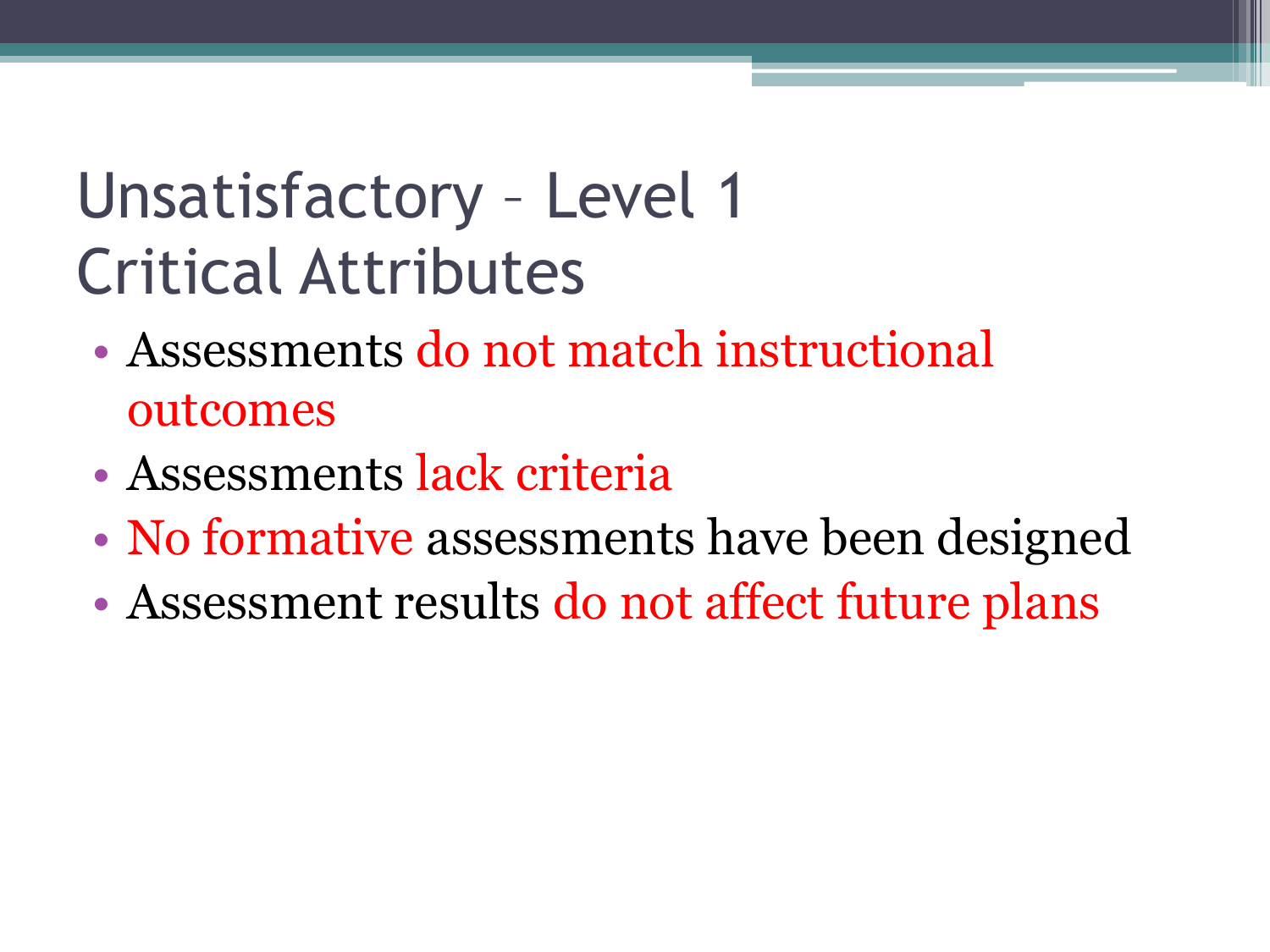# Unsatisfactory – Level 1
# Critical Attributes

- Assessments do not match instructional outcomes
- Assessments lack criteria
- No formative assessments have been designed
- Assessment results do not affect future plans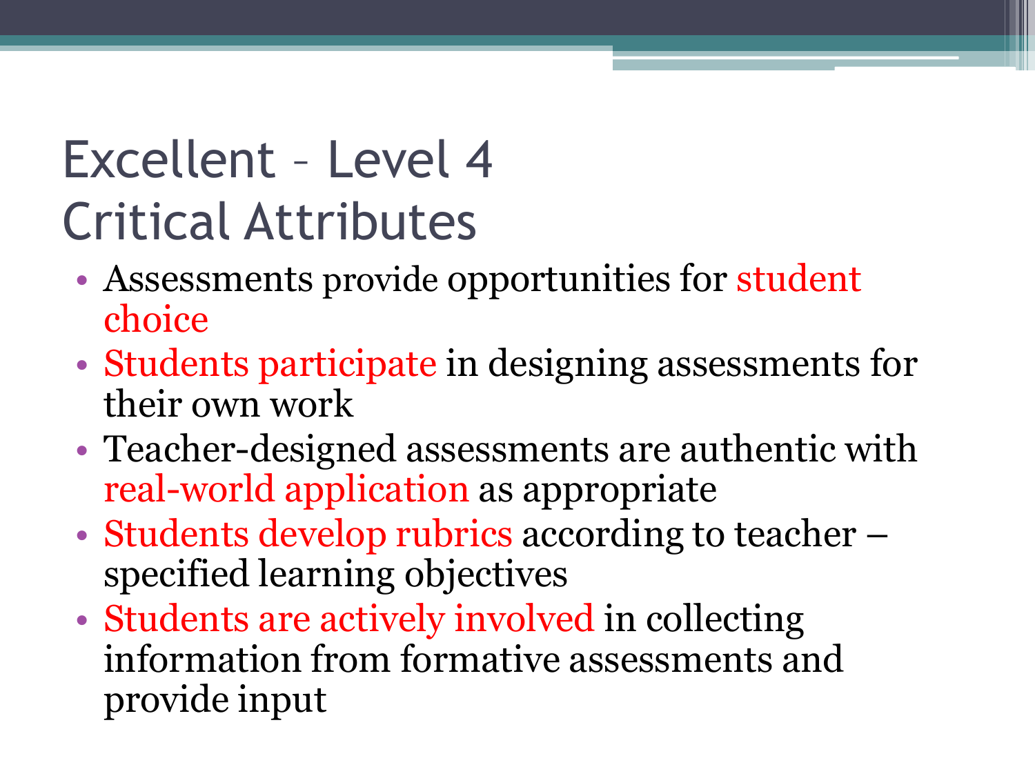# Excellent – Level 4 Critical Attributes

- Assessments provide opportunities for student choice
- Students participate in designing assessments for their own work
- Teacher-designed assessments are authentic with real-world application as appropriate
- Students develop rubrics according to teacher – specified learning objectives
- Students are actively involved in collecting information from formative assessments and provide input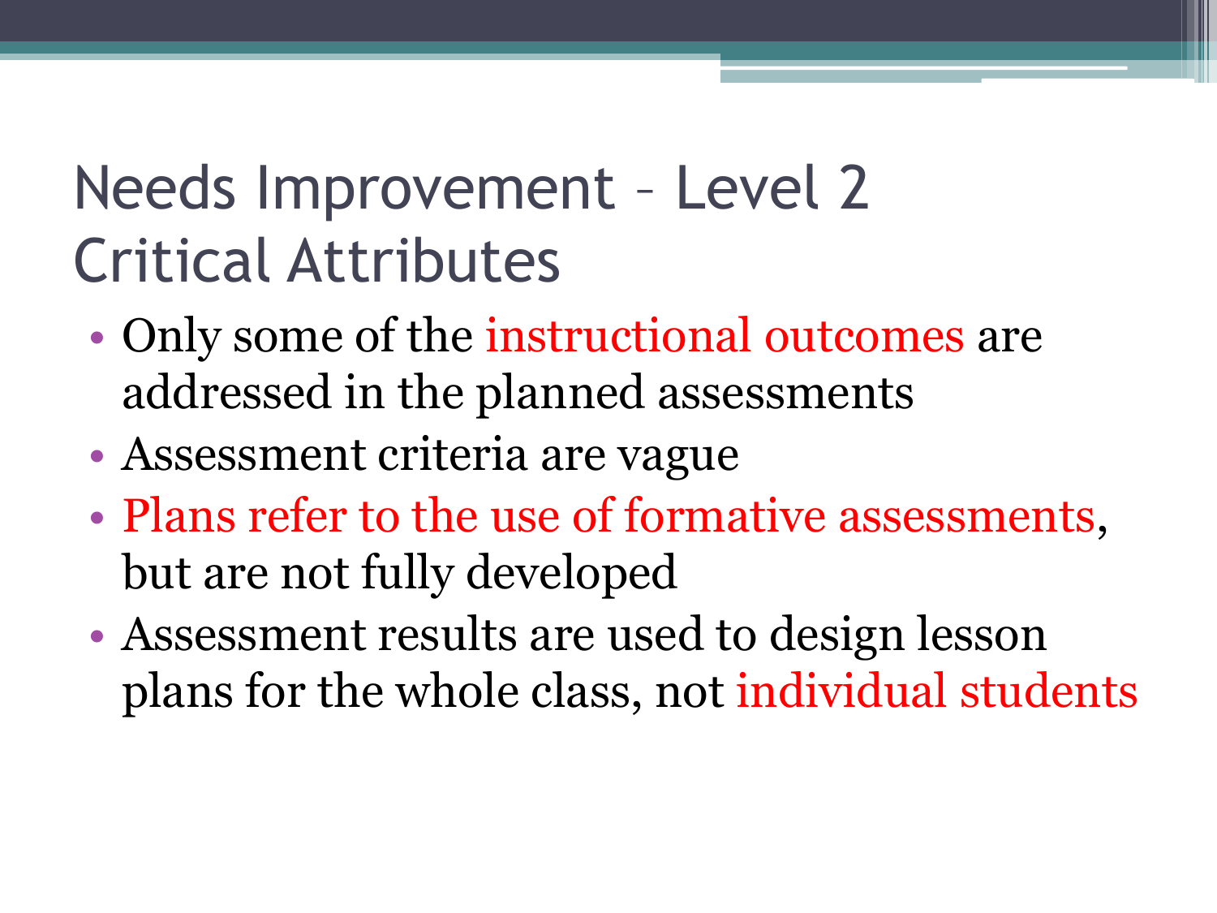# Needs Improvement – Level 2 Critical Attributes

- Only some of the instructional outcomes are addressed in the planned assessments
- Assessment criteria are vague
- Plans refer to the use of formative assessments, but are not fully developed
- Assessment results are used to design lesson plans for the whole class, not individual students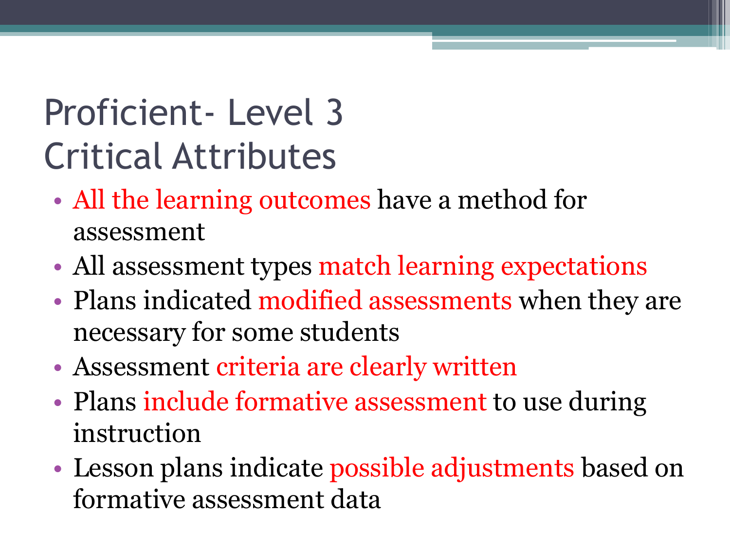# Proficient- Level 3
# Critical Attributes

- All the learning outcomes have a method for assessment
- All assessment types match learning expectations
- Plans indicated modified assessments when they are necessary for some students
- Assessment criteria are clearly written
- Plans include formative assessment to use during instruction
- Lesson plans indicate possible adjustments based on formative assessment data